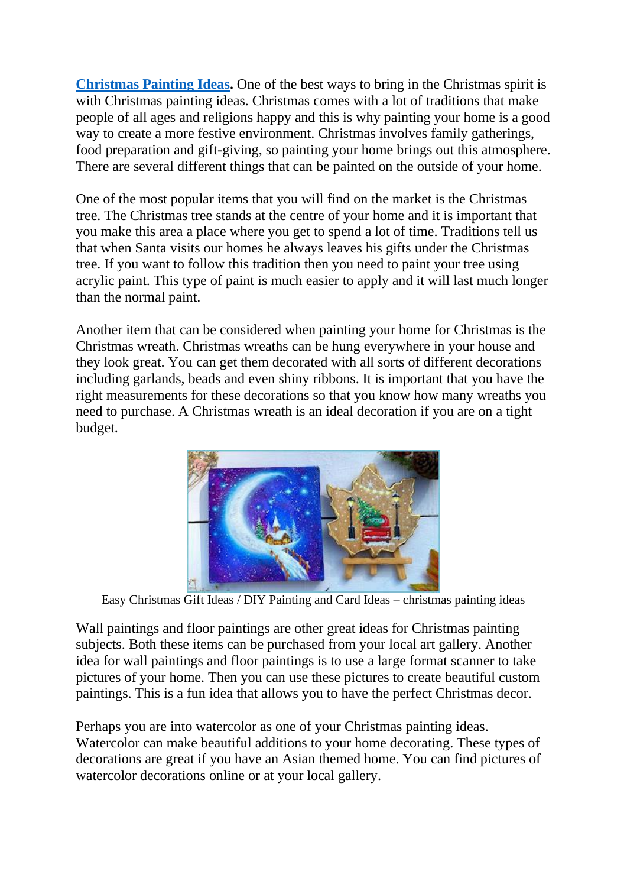**[Christmas Painting Ideas](#).** One of the best ways to bring in the Christmas spirit is with Christmas painting ideas. Christmas comes with a lot of traditions that make people of all ages and religions happy and this is why painting your home is a good way to create a more festive environment. Christmas involves family gatherings, food preparation and gift-giving, so painting your home brings out this atmosphere. There are several different things that can be painted on the outside of your home.

One of the most popular items that you will find on the market is the Christmas tree. The Christmas tree stands at the centre of your home and it is important that you make this area a place where you get to spend a lot of time. Traditions tell us that when Santa visits our homes he always leaves his gifts under the Christmas tree. If you want to follow this tradition then you need to paint your tree using acrylic paint. This type of paint is much easier to apply and it will last much longer than the normal paint.

Another item that can be considered when painting your home for Christmas is the Christmas wreath. Christmas wreaths can be hung everywhere in your house and they look great. You can get them decorated with all sorts of different decorations including garlands, beads and even shiny ribbons. It is important that you have the right measurements for these decorations so that you know how many wreaths you need to purchase. A Christmas wreath is an ideal decoration if you are on a tight budget.

Easy Christmas Gift Ideas / DIY Painting and Card Ideas – christmas painting ideas

Wall paintings and floor paintings are other great ideas for Christmas painting subjects. Both these items can be purchased from your local art gallery. Another idea for wall paintings and floor paintings is to use a large format scanner to take pictures of your home. Then you can use these pictures to create beautiful custom paintings. This is a fun idea that allows you to have the perfect Christmas decor.

Perhaps you are into watercolor as one of your Christmas painting ideas. Watercolor can make beautiful additions to your home decorating. These types of decorations are great if you have an Asian themed home. You can find pictures of watercolor decorations online or at your local gallery.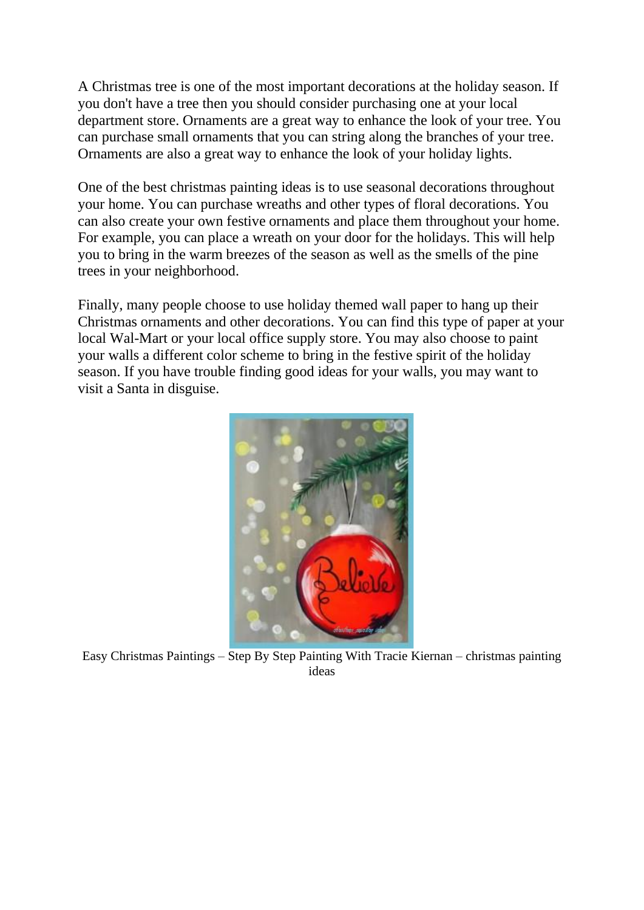A Christmas tree is one of the most important decorations at the holiday season. If you don't have a tree then you should consider purchasing one at your local department store. Ornaments are a great way to enhance the look of your tree. You can purchase small ornaments that you can string along the branches of your tree. Ornaments are also a great way to enhance the look of your holiday lights.

One of the best christmas painting ideas is to use seasonal decorations throughout your home. You can purchase wreaths and other types of floral decorations. You can also create your own festive ornaments and place them throughout your home. For example, you can place a wreath on your door for the holidays. This will help you to bring in the warm breezes of the season as well as the smells of the pine trees in your neighborhood.

Finally, many people choose to use holiday themed wall paper to hang up their Christmas ornaments and other decorations. You can find this type of paper at your local Wal-Mart or your local office supply store. You may also choose to paint your walls a different color scheme to bring in the festive spirit of the holiday season. If you have trouble finding good ideas for your walls, you may want to visit a Santa in disguise.

Easy Christmas Paintings – Step By Step Painting With Tracie Kiernan – christmas painting ideas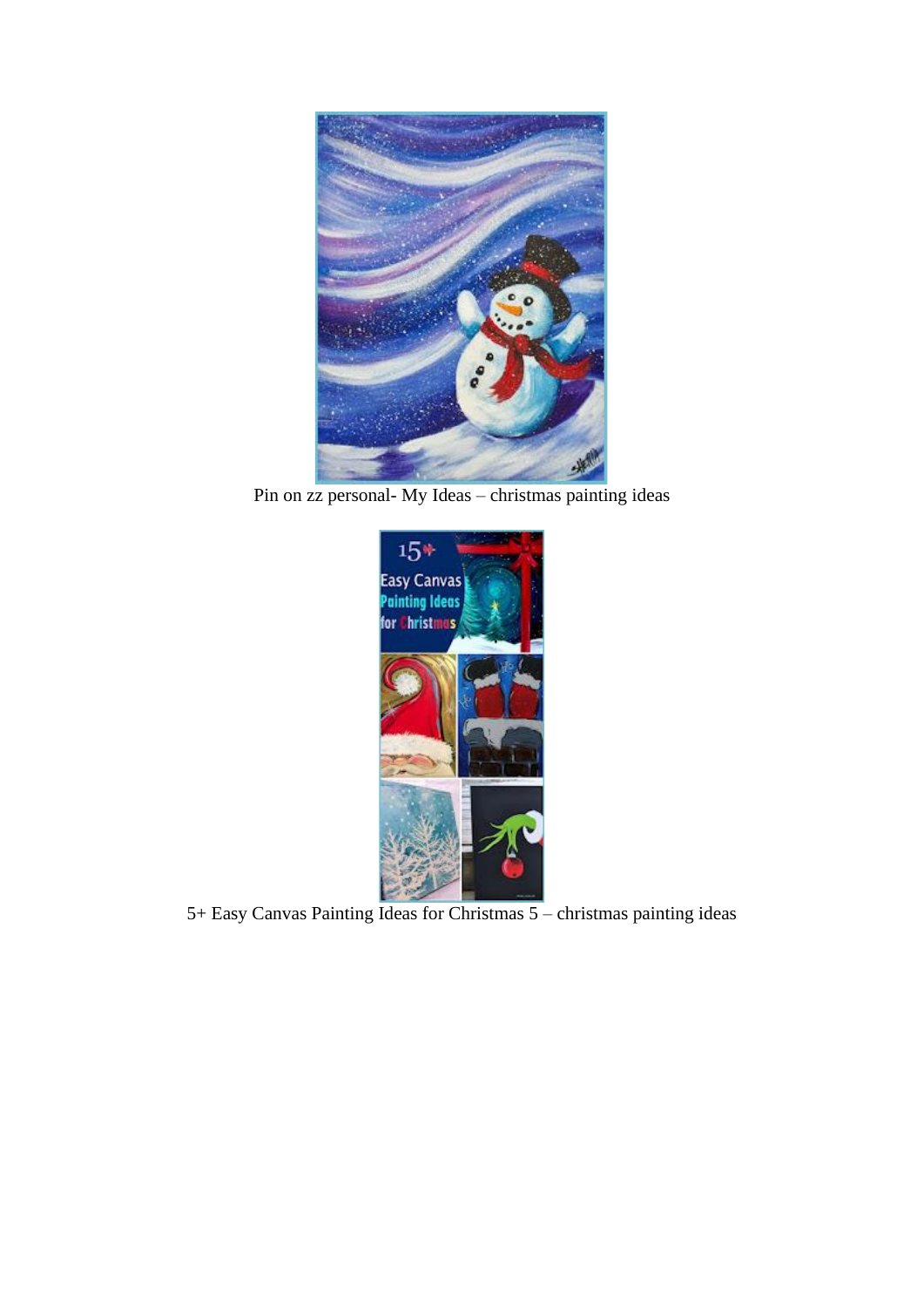Pin on zz personal- My Ideas – christmas painting ideas

5+ Easy Canvas Painting Ideas for Christmas 5 – christmas painting ideas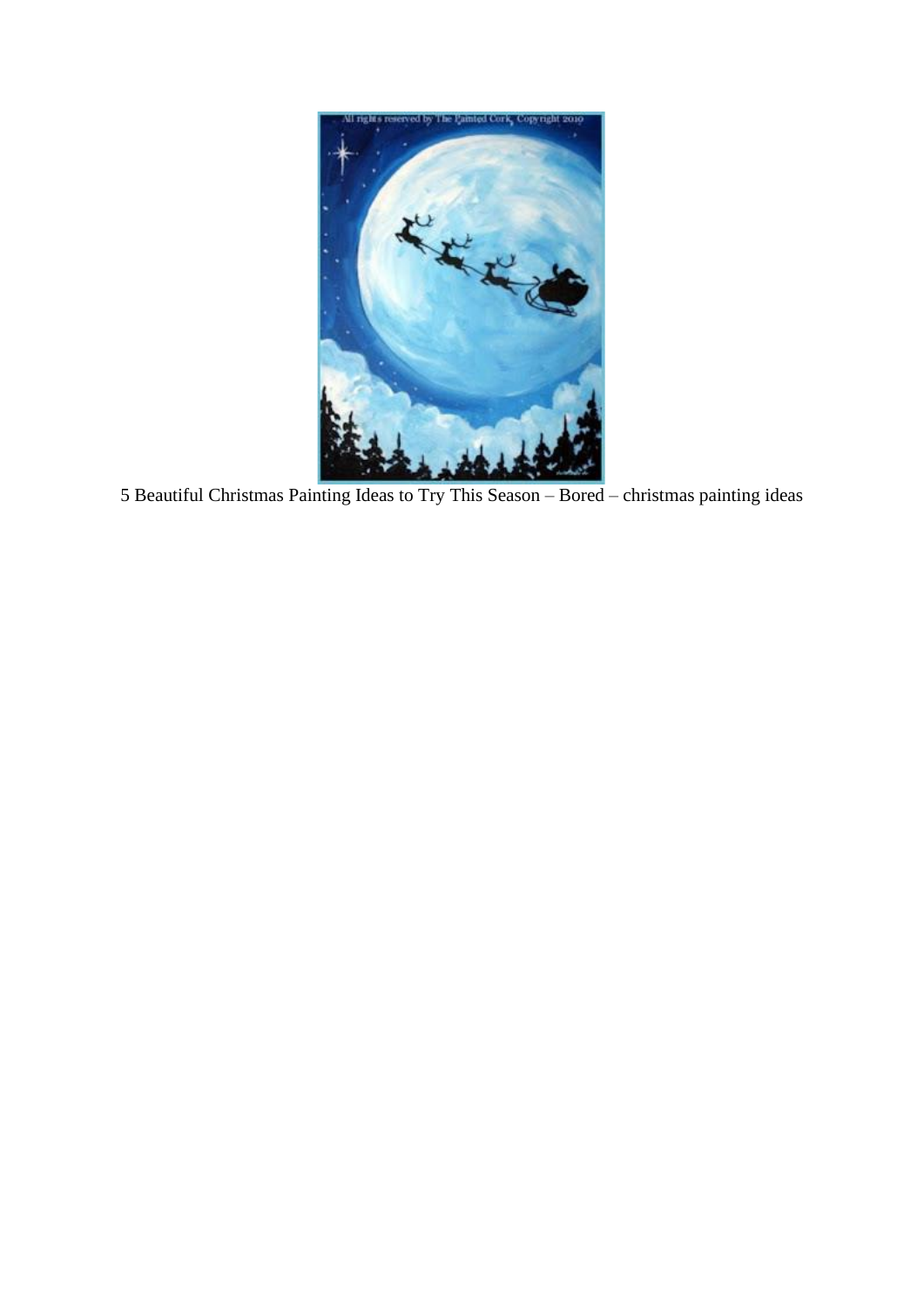5 Beautiful Christmas Painting Ideas to Try This Season – Bored – christmas painting ideas